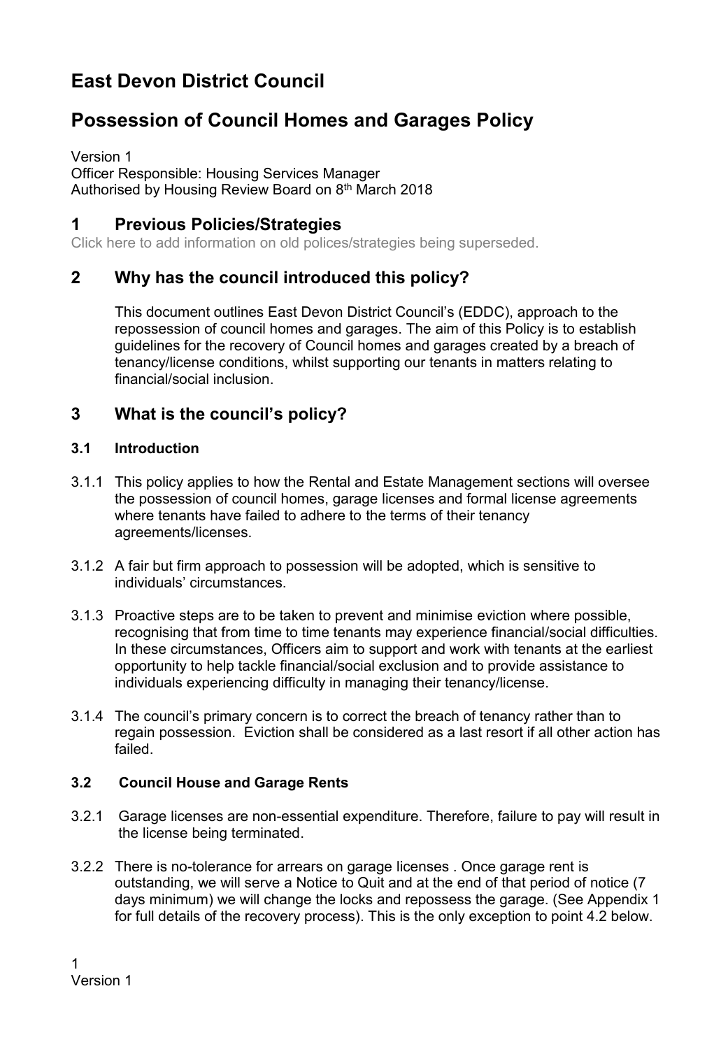# East Devon District Council

# Possession of Council Homes and Garages Policy

Version 1
Officer Responsible: Housing Services Manager
Authorised by Housing Review Board on 8th March 2018

## 1 Previous Policies/Strategies

Click here to add information on old polices/strategies being superseded.

## 2 Why has the council introduced this policy?

This document outlines East Devon District Council's (EDDC), approach to the repossession of council homes and garages. The aim of this Policy is to establish guidelines for the recovery of Council homes and garages created by a breach of tenancy/license conditions, whilst supporting our tenants in matters relating to financial/social inclusion.

## 3 What is the council's policy?

### 3.1 Introduction

3.1.1 This policy applies to how the Rental and Estate Management sections will oversee the possession of council homes, garage licenses and formal license agreements where tenants have failed to adhere to the terms of their tenancy agreements/licenses.

3.1.2 A fair but firm approach to possession will be adopted, which is sensitive to individuals' circumstances.

3.1.3 Proactive steps are to be taken to prevent and minimise eviction where possible, recognising that from time to time tenants may experience financial/social difficulties. In these circumstances, Officers aim to support and work with tenants at the earliest opportunity to help tackle financial/social exclusion and to provide assistance to individuals experiencing difficulty in managing their tenancy/license.

3.1.4 The council's primary concern is to correct the breach of tenancy rather than to regain possession. Eviction shall be considered as a last resort if all other action has failed.

### 3.2 Council House and Garage Rents

3.2.1 Garage licenses are non-essential expenditure. Therefore, failure to pay will result in the license being terminated.

3.2.2 There is no-tolerance for arrears on garage licenses . Once garage rent is outstanding, we will serve a Notice to Quit and at the end of that period of notice (7 days minimum) we will change the locks and repossess the garage. (See Appendix 1 for full details of the recovery process). This is the only exception to point 4.2 below.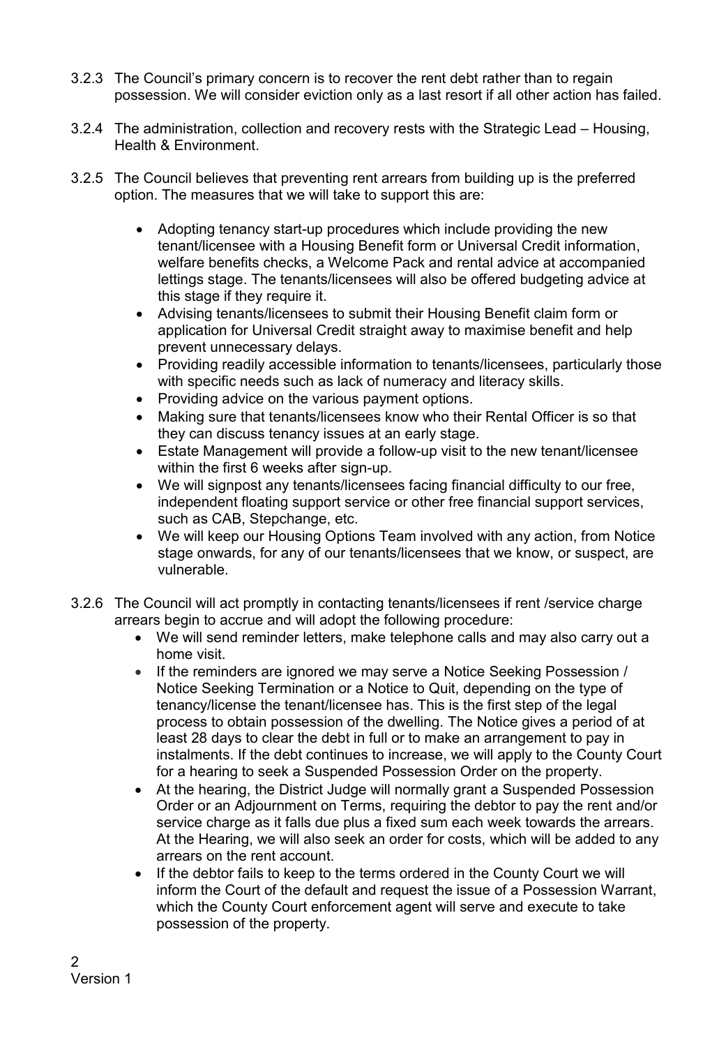3.2.3 The Council's primary concern is to recover the rent debt rather than to regain possession. We will consider eviction only as a last resort if all other action has failed.

3.2.4 The administration, collection and recovery rests with the Strategic Lead – Housing, Health & Environment.

3.2.5 The Council believes that preventing rent arrears from building up is the preferred option. The measures that we will take to support this are:

- Adopting tenancy start-up procedures which include providing the new tenant/licensee with a Housing Benefit form or Universal Credit information, welfare benefits checks, a Welcome Pack and rental advice at accompanied lettings stage. The tenants/licensees will also be offered budgeting advice at this stage if they require it.
- Advising tenants/licensees to submit their Housing Benefit claim form or application for Universal Credit straight away to maximise benefit and help prevent unnecessary delays.
- Providing readily accessible information to tenants/licensees, particularly those with specific needs such as lack of numeracy and literacy skills.
- Providing advice on the various payment options.
- Making sure that tenants/licensees know who their Rental Officer is so that they can discuss tenancy issues at an early stage.
- Estate Management will provide a follow-up visit to the new tenant/licensee within the first 6 weeks after sign-up.
- We will signpost any tenants/licensees facing financial difficulty to our free, independent floating support service or other free financial support services, such as CAB, Stepchange, etc.
- We will keep our Housing Options Team involved with any action, from Notice stage onwards, for any of our tenants/licensees that we know, or suspect, are vulnerable.

3.2.6 The Council will act promptly in contacting tenants/licensees if rent /service charge arrears begin to accrue and will adopt the following procedure:

- We will send reminder letters, make telephone calls and may also carry out a home visit.
- If the reminders are ignored we may serve a Notice Seeking Possession / Notice Seeking Termination or a Notice to Quit, depending on the type of tenancy/license the tenant/licensee has. This is the first step of the legal process to obtain possession of the dwelling. The Notice gives a period of at least 28 days to clear the debt in full or to make an arrangement to pay in instalments. If the debt continues to increase, we will apply to the County Court for a hearing to seek a Suspended Possession Order on the property.
- At the hearing, the District Judge will normally grant a Suspended Possession Order or an Adjournment on Terms, requiring the debtor to pay the rent and/or service charge as it falls due plus a fixed sum each week towards the arrears. At the Hearing, we will also seek an order for costs, which will be added to any arrears on the rent account.
- If the debtor fails to keep to the terms ordered in the County Court we will inform the Court of the default and request the issue of a Possession Warrant, which the County Court enforcement agent will serve and execute to take possession of the property.

Version 1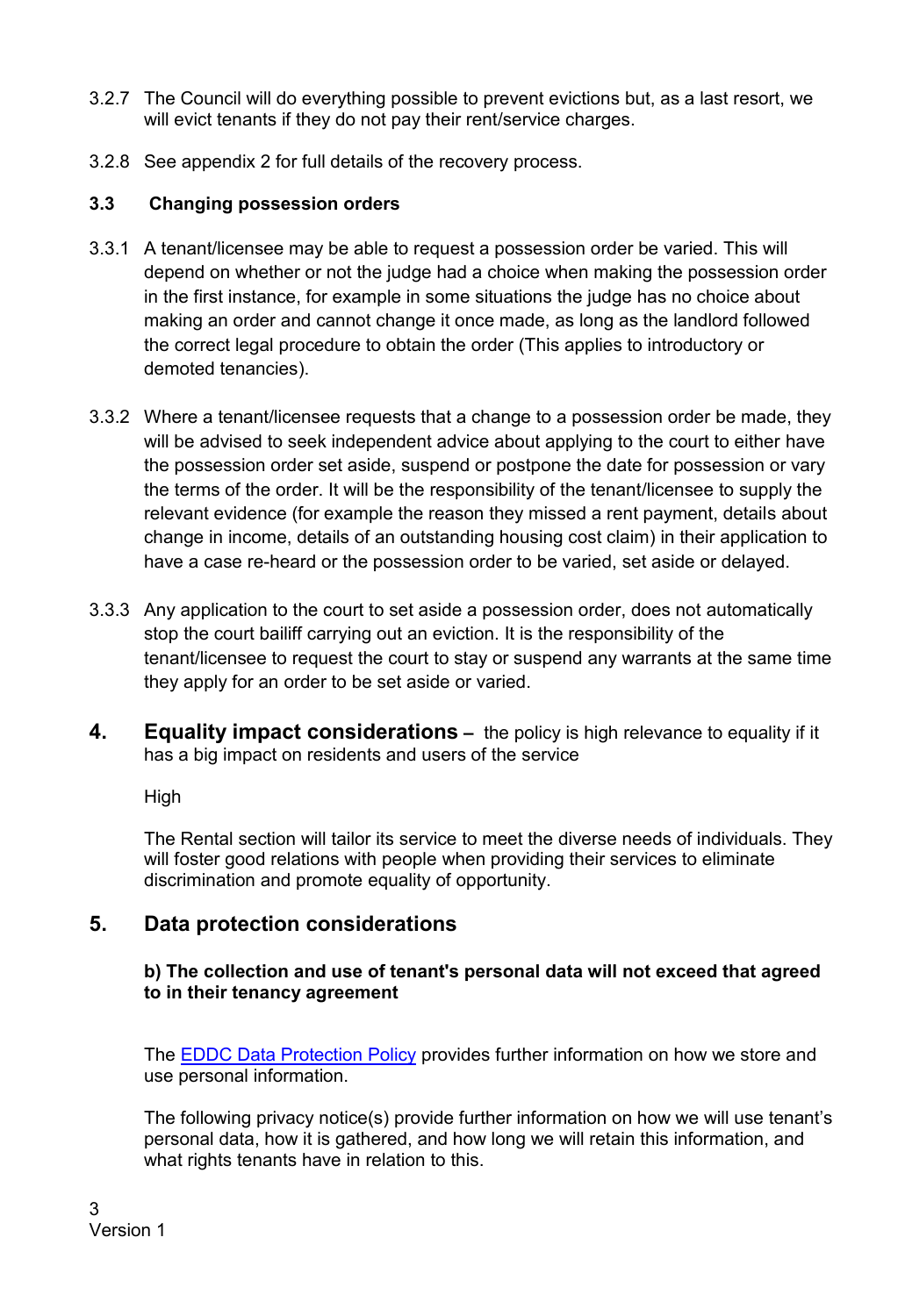3.2.7 The Council will do everything possible to prevent evictions but, as a last resort, we will evict tenants if they do not pay their rent/service charges.

3.2.8 See appendix 2 for full details of the recovery process.

### 3.3 Changing possession orders

3.3.1 A tenant/licensee may be able to request a possession order be varied. This will depend on whether or not the judge had a choice when making the possession order in the first instance, for example in some situations the judge has no choice about making an order and cannot change it once made, as long as the landlord followed the correct legal procedure to obtain the order (This applies to introductory or demoted tenancies).

3.3.2 Where a tenant/licensee requests that a change to a possession order be made, they will be advised to seek independent advice about applying to the court to either have the possession order set aside, suspend or postpone the date for possession or vary the terms of the order. It will be the responsibility of the tenant/licensee to supply the relevant evidence (for example the reason they missed a rent payment, details about change in income, details of an outstanding housing cost claim) in their application to have a case re-heard or the possession order to be varied, set aside or delayed.

3.3.3 Any application to the court to set aside a possession order, does not automatically stop the court bailiff carrying out an eviction. It is the responsibility of the tenant/licensee to request the court to stay or suspend any warrants at the same time they apply for an order to be set aside or varied.

## 4. Equality impact considerations – the policy is high relevance to equality if it has a big impact on residents and users of the service

High

The Rental section will tailor its service to meet the diverse needs of individuals. They will foster good relations with people when providing their services to eliminate discrimination and promote equality of opportunity.

## 5. Data protection considerations

**b) The collection and use of tenant's personal data will not exceed that agreed to in their tenancy agreement**

The EDDC Data Protection Policy provides further information on how we store and use personal information.

The following privacy notice(s) provide further information on how we will use tenant's personal data, how it is gathered, and how long we will retain this information, and what rights tenants have in relation to this.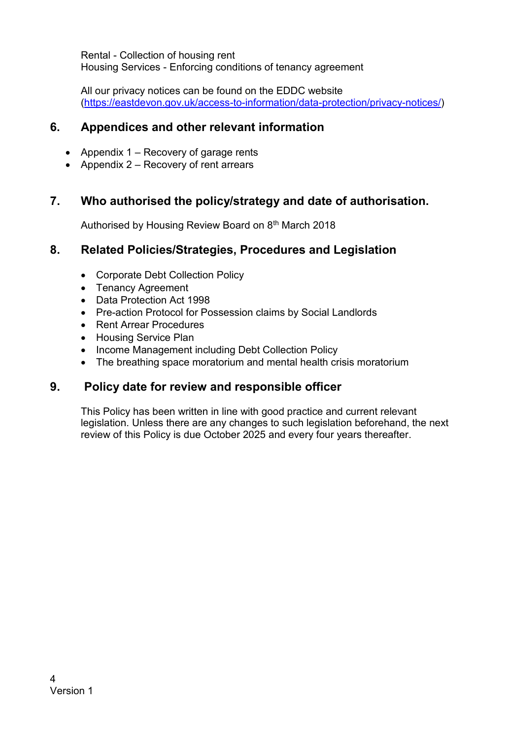Rental - Collection of housing rent
Housing Services - Enforcing conditions of tenancy agreement

All our privacy notices can be found on the EDDC website (https://eastdevon.gov.uk/access-to-information/data-protection/privacy-notices/)

## 6. Appendices and other relevant information

- Appendix 1 – Recovery of garage rents
- Appendix 2 – Recovery of rent arrears

## 7. Who authorised the policy/strategy and date of authorisation.

Authorised by Housing Review Board on 8th March 2018

## 8. Related Policies/Strategies, Procedures and Legislation

- Corporate Debt Collection Policy
- Tenancy Agreement
- Data Protection Act 1998
- Pre-action Protocol for Possession claims by Social Landlords
- Rent Arrear Procedures
- Housing Service Plan
- Income Management including Debt Collection Policy
- The breathing space moratorium and mental health crisis moratorium

## 9. Policy date for review and responsible officer

This Policy has been written in line with good practice and current relevant legislation. Unless there are any changes to such legislation beforehand, the next review of this Policy is due October 2025 and every four years thereafter.

Version 1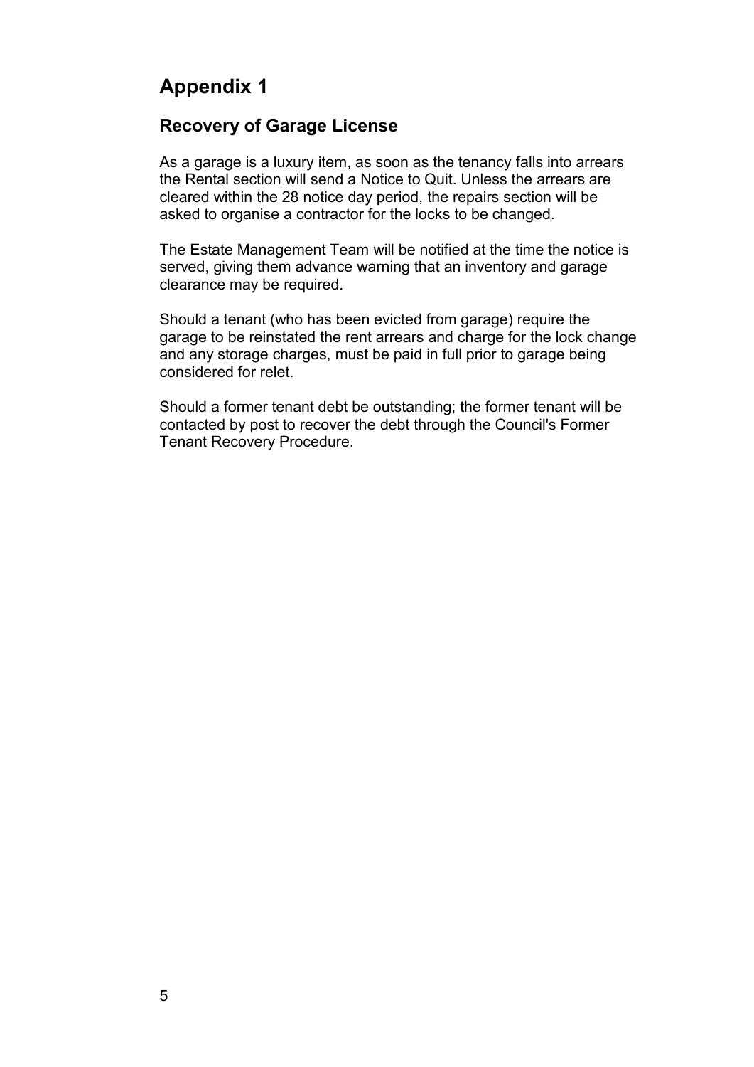# Appendix 1

## Recovery of Garage License

As a garage is a luxury item, as soon as the tenancy falls into arrears the Rental section will send a Notice to Quit. Unless the arrears are cleared within the 28 notice day period, the repairs section will be asked to organise a contractor for the locks to be changed.

The Estate Management Team will be notified at the time the notice is served, giving them advance warning that an inventory and garage clearance may be required.

Should a tenant (who has been evicted from garage) require the garage to be reinstated the rent arrears and charge for the lock change and any storage charges, must be paid in full prior to garage being considered for relet.

Should a former tenant debt be outstanding; the former tenant will be contacted by post to recover the debt through the Council's Former Tenant Recovery Procedure.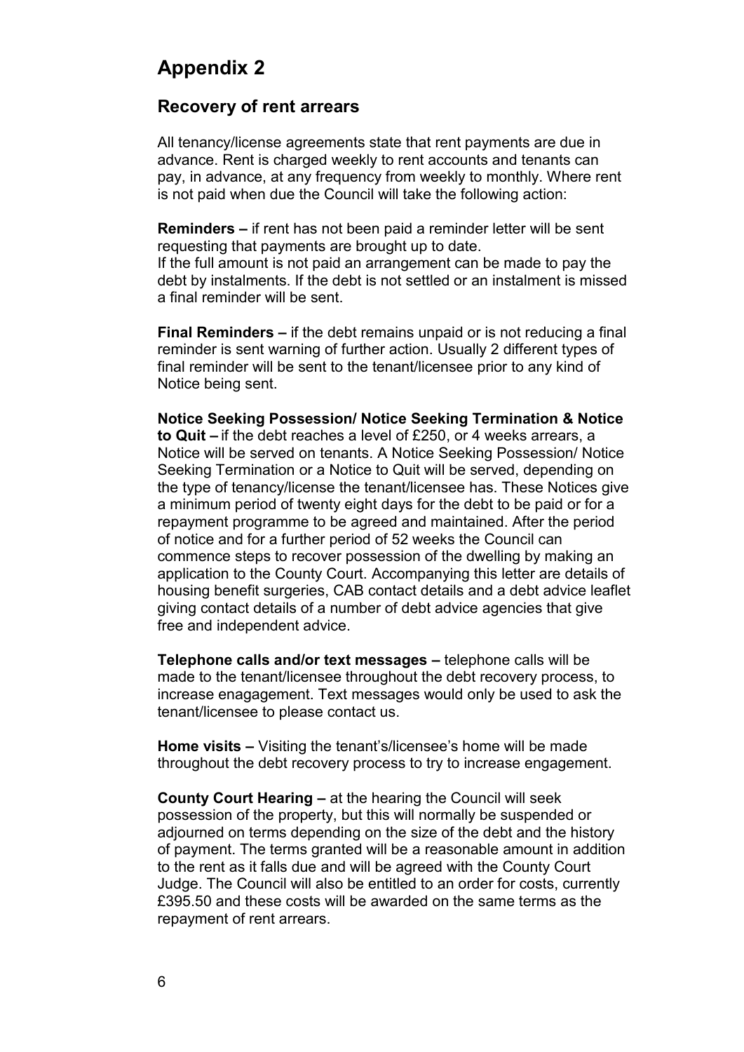# Appendix 2

## Recovery of rent arrears

All tenancy/license agreements state that rent payments are due in advance. Rent is charged weekly to rent accounts and tenants can pay, in advance, at any frequency from weekly to monthly. Where rent is not paid when due the Council will take the following action:

**Reminders –** if rent has not been paid a reminder letter will be sent requesting that payments are brought up to date.
If the full amount is not paid an arrangement can be made to pay the debt by instalments. If the debt is not settled or an instalment is missed a final reminder will be sent.

**Final Reminders –** if the debt remains unpaid or is not reducing a final reminder is sent warning of further action. Usually 2 different types of final reminder will be sent to the tenant/licensee prior to any kind of Notice being sent.

**Notice Seeking Possession/ Notice Seeking Termination & Notice to Quit –** if the debt reaches a level of £250, or 4 weeks arrears, a Notice will be served on tenants. A Notice Seeking Possession/ Notice Seeking Termination or a Notice to Quit will be served, depending on the type of tenancy/license the tenant/licensee has. These Notices give a minimum period of twenty eight days for the debt to be paid or for a repayment programme to be agreed and maintained. After the period of notice and for a further period of 52 weeks the Council can commence steps to recover possession of the dwelling by making an application to the County Court. Accompanying this letter are details of housing benefit surgeries, CAB contact details and a debt advice leaflet giving contact details of a number of debt advice agencies that give free and independent advice.

**Telephone calls and/or text messages –** telephone calls will be made to the tenant/licensee throughout the debt recovery process, to increase enagagement. Text messages would only be used to ask the tenant/licensee to please contact us.

**Home visits –** Visiting the tenant's/licensee's home will be made throughout the debt recovery process to try to increase engagement.

**County Court Hearing –** at the hearing the Council will seek possession of the property, but this will normally be suspended or adjourned on terms depending on the size of the debt and the history of payment. The terms granted will be a reasonable amount in addition to the rent as it falls due and will be agreed with the County Court Judge. The Council will also be entitled to an order for costs, currently £395.50 and these costs will be awarded on the same terms as the repayment of rent arrears.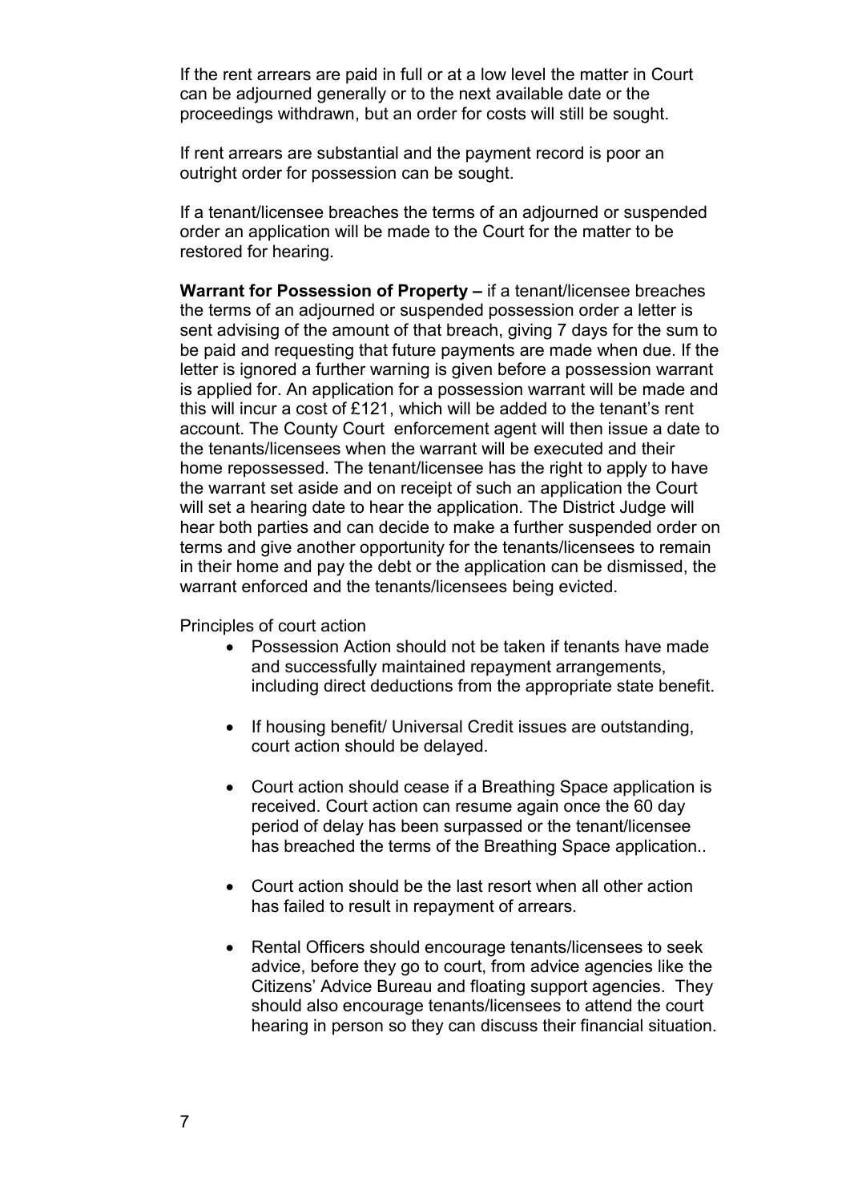If the rent arrears are paid in full or at a low level the matter in Court can be adjourned generally or to the next available date or the proceedings withdrawn, but an order for costs will still be sought.

If rent arrears are substantial and the payment record is poor an outright order for possession can be sought.

If a tenant/licensee breaches the terms of an adjourned or suspended order an application will be made to the Court for the matter to be restored for hearing.

**Warrant for Possession of Property –** if a tenant/licensee breaches the terms of an adjourned or suspended possession order a letter is sent advising of the amount of that breach, giving 7 days for the sum to be paid and requesting that future payments are made when due. If the letter is ignored a further warning is given before a possession warrant is applied for. An application for a possession warrant will be made and this will incur a cost of £121, which will be added to the tenant's rent account. The County Court enforcement agent will then issue a date to the tenants/licensees when the warrant will be executed and their home repossessed. The tenant/licensee has the right to apply to have the warrant set aside and on receipt of such an application the Court will set a hearing date to hear the application. The District Judge will hear both parties and can decide to make a further suspended order on terms and give another opportunity for the tenants/licensees to remain in their home and pay the debt or the application can be dismissed, the warrant enforced and the tenants/licensees being evicted.

Principles of court action

- Possession Action should not be taken if tenants have made and successfully maintained repayment arrangements, including direct deductions from the appropriate state benefit.
- If housing benefit/ Universal Credit issues are outstanding, court action should be delayed.
- Court action should cease if a Breathing Space application is received. Court action can resume again once the 60 day period of delay has been surpassed or the tenant/licensee has breached the terms of the Breathing Space application..
- Court action should be the last resort when all other action has failed to result in repayment of arrears.
- Rental Officers should encourage tenants/licensees to seek advice, before they go to court, from advice agencies like the Citizens' Advice Bureau and floating support agencies. They should also encourage tenants/licensees to attend the court hearing in person so they can discuss their financial situation.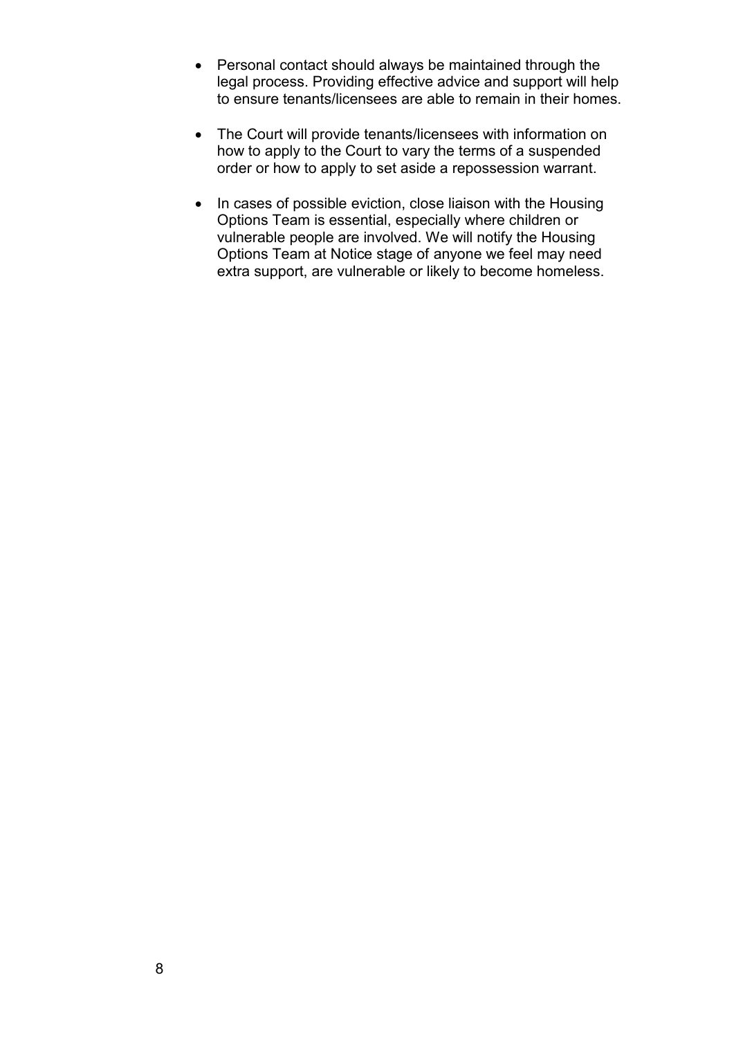- Personal contact should always be maintained through the legal process. Providing effective advice and support will help to ensure tenants/licensees are able to remain in their homes.

- The Court will provide tenants/licensees with information on how to apply to the Court to vary the terms of a suspended order or how to apply to set aside a repossession warrant.

- In cases of possible eviction, close liaison with the Housing Options Team is essential, especially where children or vulnerable people are involved. We will notify the Housing Options Team at Notice stage of anyone we feel may need extra support, are vulnerable or likely to become homeless.